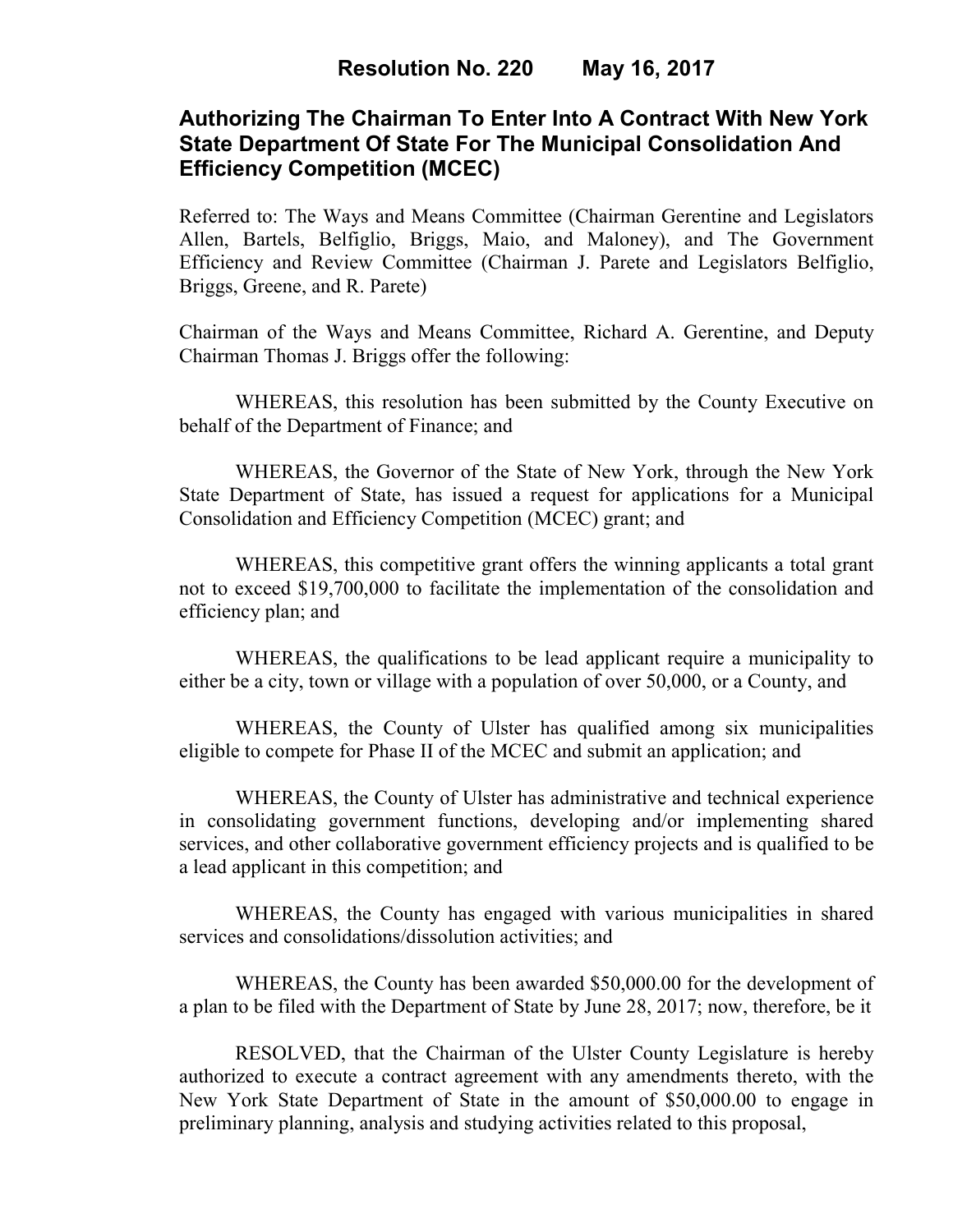# Resolution No. 220 May 16, 2017

## Authorizing The Chairman To Enter Into A Contract With New York State Department Of State For The Municipal Consolidation And Efficiency Competition (MCEC)

Referred to: The Ways and Means Committee (Chairman Gerentine and Legislators Allen, Bartels, Belfiglio, Briggs, Maio, and Maloney), and The Government Efficiency and Review Committee (Chairman J. Parete and Legislators Belfiglio, Briggs, Greene, and R. Parete)

Chairman of the Ways and Means Committee, Richard A. Gerentine, and Deputy Chairman Thomas J. Briggs offer the following:

WHEREAS, this resolution has been submitted by the County Executive on behalf of the Department of Finance; and

WHEREAS, the Governor of the State of New York, through the New York State Department of State, has issued a request for applications for a Municipal Consolidation and Efficiency Competition (MCEC) grant; and

WHEREAS, this competitive grant offers the winning applicants a total grant not to exceed $19,700,000 to facilitate the implementation of the consolidation and efficiency plan; and

WHEREAS, the qualifications to be lead applicant require a municipality to either be a city, town or village with a population of over 50,000, or a County, and

WHEREAS, the County of Ulster has qualified among six municipalities eligible to compete for Phase II of the MCEC and submit an application; and

WHEREAS, the County of Ulster has administrative and technical experience in consolidating government functions, developing and/or implementing shared services, and other collaborative government efficiency projects and is qualified to be a lead applicant in this competition; and

WHEREAS, the County has engaged with various municipalities in shared services and consolidations/dissolution activities; and

WHEREAS, the County has been awarded $50,000.00 for the development of a plan to be filed with the Department of State by June 28, 2017; now, therefore, be it

RESOLVED, that the Chairman of the Ulster County Legislature is hereby authorized to execute a contract agreement with any amendments thereto, with the New York State Department of State in the amount of $50,000.00 to engage in preliminary planning, analysis and studying activities related to this proposal,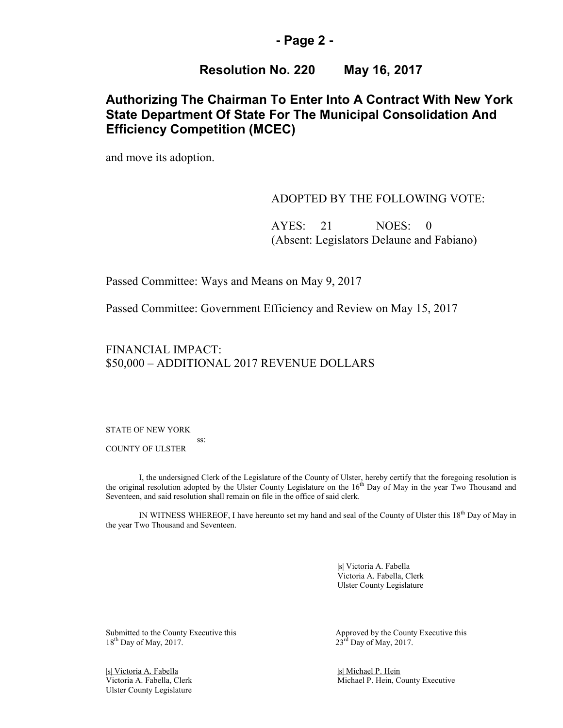## Resolution No. 220 May 16, 2017

## Authorizing The Chairman To Enter Into A Contract With New York State Department Of State For The Municipal Consolidation And Efficiency Competition (MCEC)

and move its adoption.

ADOPTED BY THE FOLLOWING VOTE:

AYES: 21 NOES: 0
(Absent: Legislators Delaune and Fabiano)

Passed Committee: Ways and Means on May 9, 2017

Passed Committee: Government Efficiency and Review on May 15, 2017

FINANCIAL IMPACT:
$50,000 – ADDITIONAL 2017 REVENUE DOLLARS

STATE OF NEW YORK
ss:
COUNTY OF ULSTER

I, the undersigned Clerk of the Legislature of the County of Ulster, hereby certify that the foregoing resolution is the original resolution adopted by the Ulster County Legislature on the 16th Day of May in the year Two Thousand and Seventeen, and said resolution shall remain on file in the office of said clerk.

IN WITNESS WHEREOF, I have hereunto set my hand and seal of the County of Ulster this 18th Day of May in the year Two Thousand and Seventeen.

|s| Victoria A. Fabella
Victoria A. Fabella, Clerk
Ulster County Legislature

Submitted to the County Executive this 18th Day of May, 2017.

|s| Victoria A. Fabella
Victoria A. Fabella, Clerk
Ulster County Legislature

Approved by the County Executive this 23rd Day of May, 2017.

|s| Michael P. Hein
Michael P. Hein, County Executive